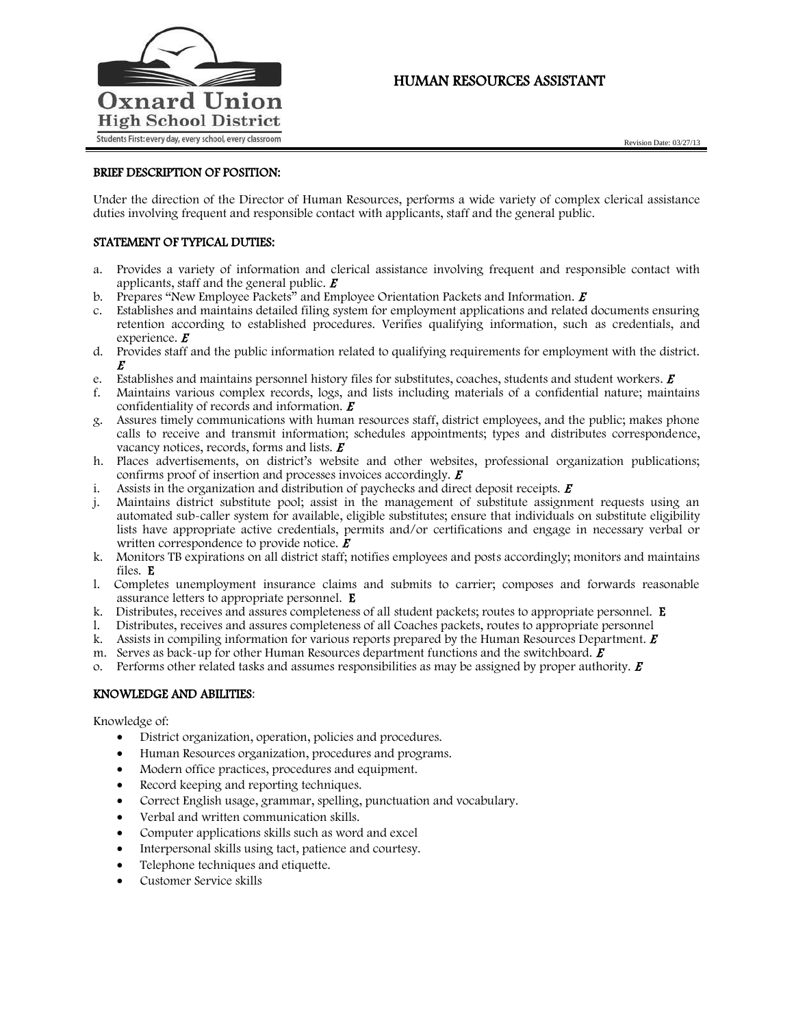Oxnard Union High School District

Students First: every day, every school, every classroom

# HUMAN RESOURCES ASSISTANT

Revision Date: 03/27/13

## BRIEF DESCRIPTION OF POSITION:

Under the direction of the Director of Human Resources, performs a wide variety of complex clerical assistance duties involving frequent and responsible contact with applicants, staff and the general public.

## STATEMENT OF TYPICAL DUTIES:

a. Provides a variety of information and clerical assistance involving frequent and responsible contact with applicants, staff and the general public. ***E***
b. Prepares "New Employee Packets" and Employee Orientation Packets and Information. ***E***
c. Establishes and maintains detailed filing system for employment applications and related documents ensuring retention according to established procedures. Verifies qualifying information, such as credentials, and experience. ***E***
d. Provides staff and the public information related to qualifying requirements for employment with the district. ***E***
e. Establishes and maintains personnel history files for substitutes, coaches, students and student workers. ***E***
f. Maintains various complex records, logs, and lists including materials of a confidential nature; maintains confidentiality of records and information. ***E***
g. Assures timely communications with human resources staff, district employees, and the public; makes phone calls to receive and transmit information; schedules appointments; types and distributes correspondence, vacancy notices, records, forms and lists. ***E***
h. Places advertisements, on district's website and other websites, professional organization publications; confirms proof of insertion and processes invoices accordingly. ***E***
i. Assists in the organization and distribution of paychecks and direct deposit receipts. ***E***
j. Maintains district substitute pool; assist in the management of substitute assignment requests using an automated sub-caller system for available, eligible substitutes; ensure that individuals on substitute eligibility lists have appropriate active credentials, permits and/or certifications and engage in necessary verbal or written correspondence to provide notice. ***E***
k. Monitors TB expirations on all district staff; notifies employees and posts accordingly; monitors and maintains files. **E**
l. Completes unemployment insurance claims and submits to carrier; composes and forwards reasonable assurance letters to appropriate personnel. **E**
k. Distributes, receives and assures completeness of all student packets; routes to appropriate personnel. **E**
l. Distributes, receives and assures completeness of all Coaches packets, routes to appropriate personnel
k. Assists in compiling information for various reports prepared by the Human Resources Department. ***E***
m. Serves as back-up for other Human Resources department functions and the switchboard. ***E***
o. Performs other related tasks and assumes responsibilities as may be assigned by proper authority. ***E***

## KNOWLEDGE AND ABILITIES:

Knowledge of:

- District organization, operation, policies and procedures.
- Human Resources organization, procedures and programs.
- Modern office practices, procedures and equipment.
- Record keeping and reporting techniques.
- Correct English usage, grammar, spelling, punctuation and vocabulary.
- Verbal and written communication skills.
- Computer applications skills such as word and excel
- Interpersonal skills using tact, patience and courtesy.
- Telephone techniques and etiquette.
- Customer Service skills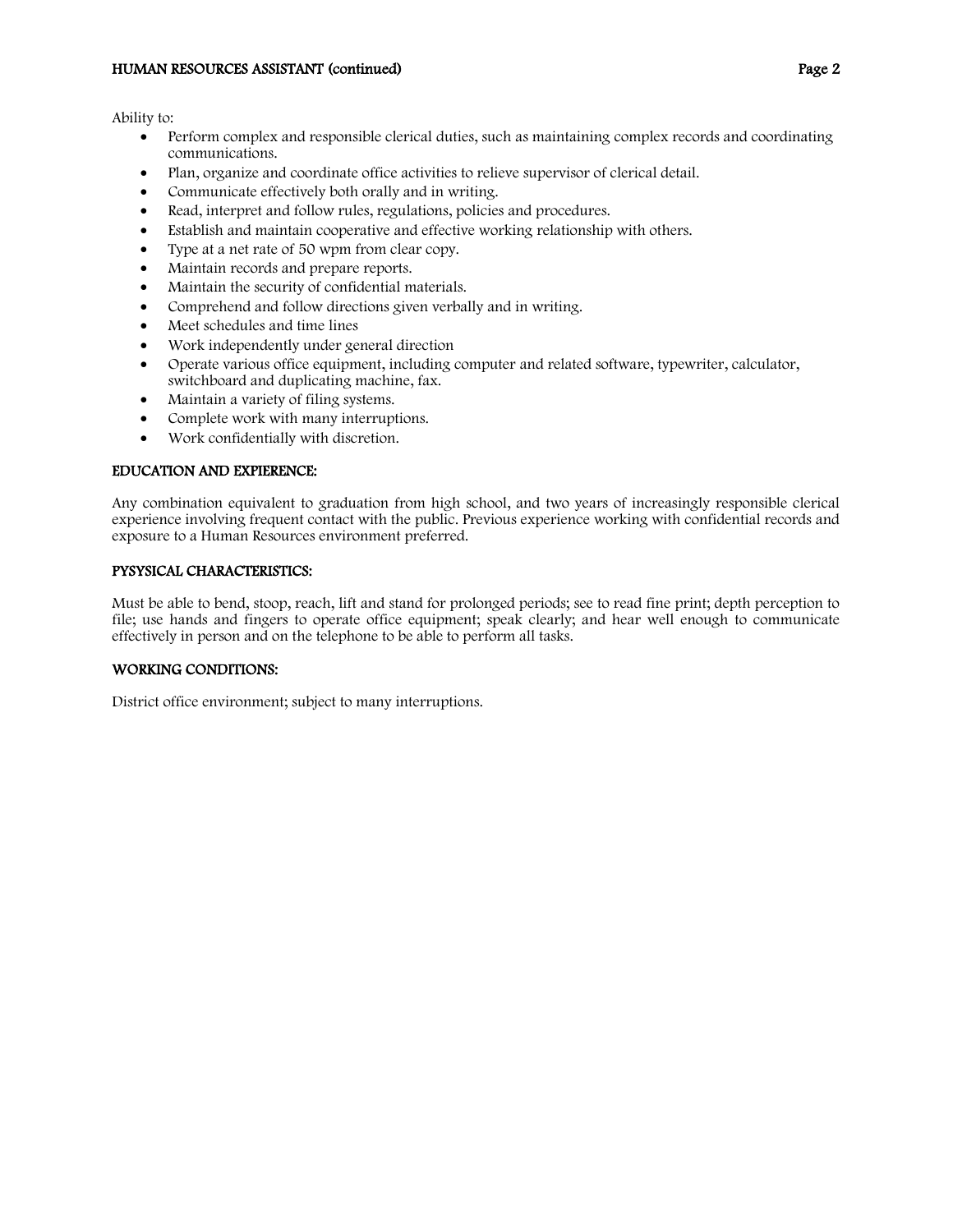Ability to:

- Perform complex and responsible clerical duties, such as maintaining complex records and coordinating communications.
- Plan, organize and coordinate office activities to relieve supervisor of clerical detail.
- Communicate effectively both orally and in writing.
- Read, interpret and follow rules, regulations, policies and procedures.
- Establish and maintain cooperative and effective working relationship with others.
- Type at a net rate of 50 wpm from clear copy.
- Maintain records and prepare reports.
- Maintain the security of confidential materials.
- Comprehend and follow directions given verbally and in writing.
- Meet schedules and time lines
- Work independently under general direction
- Operate various office equipment, including computer and related software, typewriter, calculator, switchboard and duplicating machine, fax.
- Maintain a variety of filing systems.
- Complete work with many interruptions.
- Work confidentially with discretion.

**EDUCATION AND EXPIERENCE:**

Any combination equivalent to graduation from high school, and two years of increasingly responsible clerical experience involving frequent contact with the public. Previous experience working with confidential records and exposure to a Human Resources environment preferred.

**PYSYSICAL CHARACTERISTICS:**

Must be able to bend, stoop, reach, lift and stand for prolonged periods; see to read fine print; depth perception to file; use hands and fingers to operate office equipment; speak clearly; and hear well enough to communicate effectively in person and on the telephone to be able to perform all tasks.

**WORKING CONDITIONS:**

District office environment; subject to many interruptions.